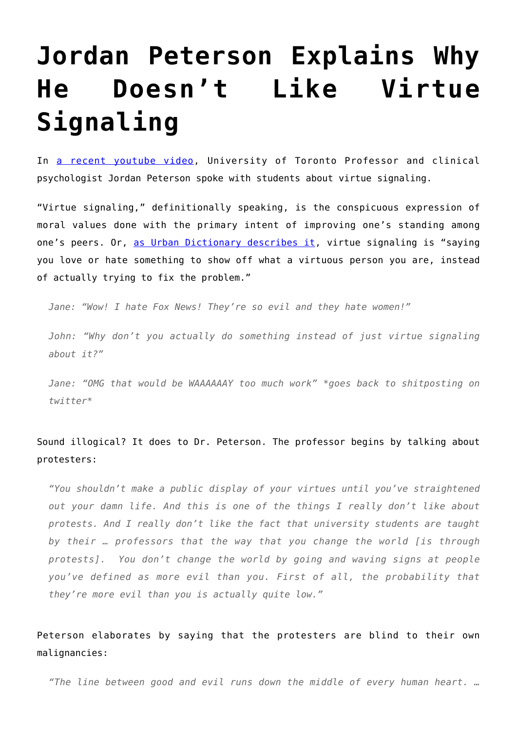# Jordan Peterson Explains Why He Doesn't Like Virtue Signaling

In [a recent youtube video](), University of Toronto Professor and clinical psychologist Jordan Peterson spoke with students about virtue signaling.

"Virtue signaling," definitionally speaking, is the conspicuous expression of moral values done with the primary intent of improving one's standing among one's peers. Or, [as Urban Dictionary describes it](), virtue signaling is "saying you love or hate something to show off what a virtuous person you are, instead of actually trying to fix the problem."

> *Jane: "Wow! I hate Fox News! They're so evil and they hate women!"*
>
> *John: "Why don't you actually do something instead of just virtue signaling about it?"*
>
> *Jane: "OMG that would be WAAAAAAY too much work" *goes back to shitposting on twitter**

Sound illogical? It does to Dr. Peterson. The professor begins by talking about protesters:

> *"You shouldn't make a public display of your virtues until you've straightened out your damn life. And this is one of the things I really don't like about protests. And I really don't like the fact that university students are taught by their … professors that the way that you change the world [is through protests]. You don't change the world by going and waving signs at people you've defined as more evil than you. First of all, the probability that they're more evil than you is actually quite low."*

Peterson elaborates by saying that the protesters are blind to their own malignancies:

> *"The line between good and evil runs down the middle of every human heart. …*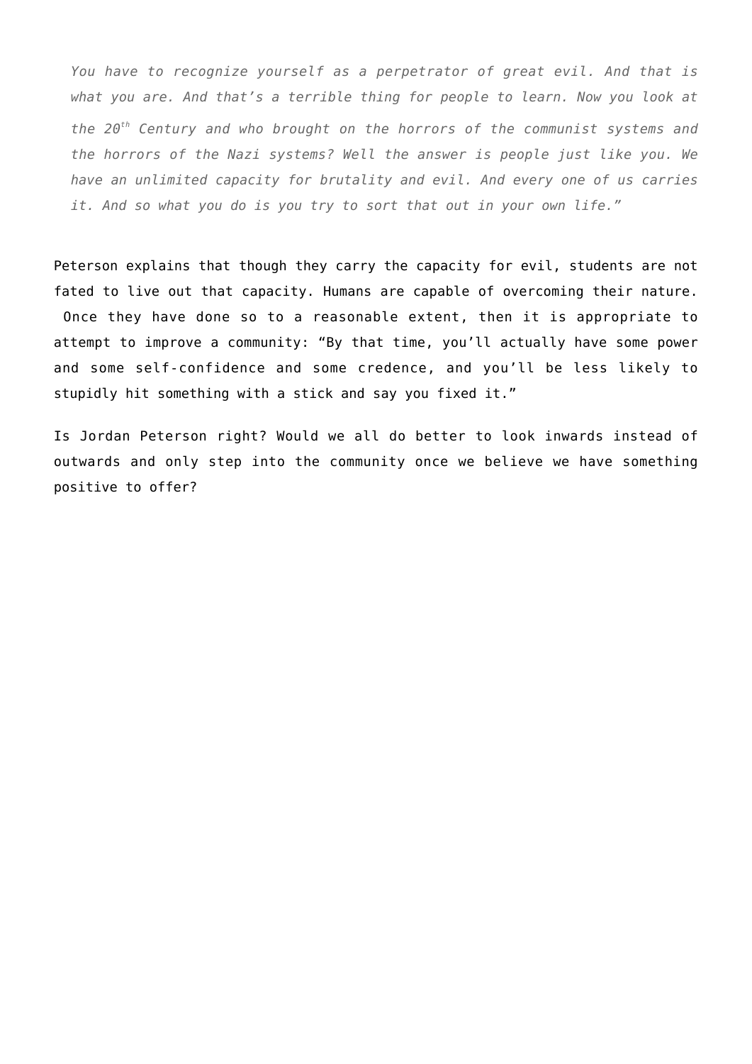> *You have to recognize yourself as a perpetrator of great evil. And that is what you are. And that's a terrible thing for people to learn. Now you look at the 20th Century and who brought on the horrors of the communist systems and the horrors of the Nazi systems? Well the answer is people just like you. We have an unlimited capacity for brutality and evil. And every one of us carries it. And so what you do is you try to sort that out in your own life."*

Peterson explains that though they carry the capacity for evil, students are not fated to live out that capacity. Humans are capable of overcoming their nature. Once they have done so to a reasonable extent, then it is appropriate to attempt to improve a community: "By that time, you'll actually have some power and some self-confidence and some credence, and you'll be less likely to stupidly hit something with a stick and say you fixed it."

Is Jordan Peterson right? Would we all do better to look inwards instead of outwards and only step into the community once we believe we have something positive to offer?